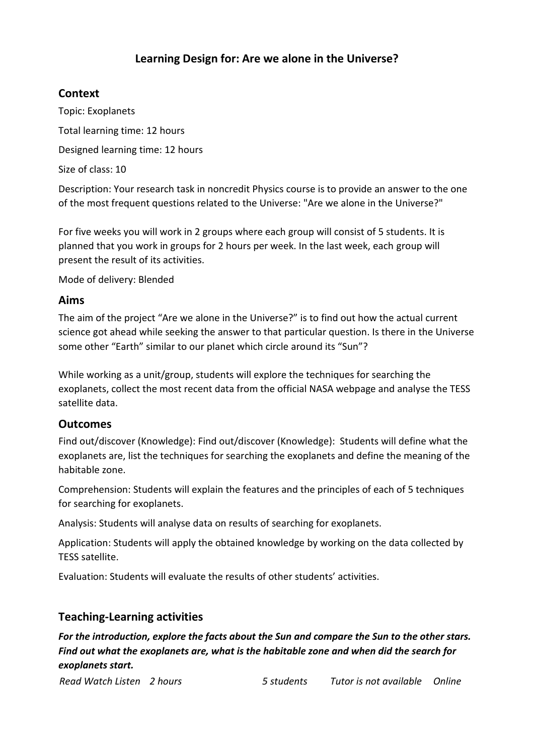# Learning Design for: Are we alone in the Universe?

## Context

Topic: Exoplanets

Total learning time: 12 hours

Designed learning time: 12 hours

Size of class: 10

Description: Your research task in noncredit Physics course is to provide an answer to the one of the most frequent questions related to the Universe: "Are we alone in the Universe?"

For five weeks you will work in 2 groups where each group will consist of 5 students. It is planned that you work in groups for 2 hours per week. In the last week, each group will present the result of its activities.

Mode of delivery: Blended

## Aims

The aim of the project "Are we alone in the Universe?" is to find out how the actual current science got ahead while seeking the answer to that particular question. Is there in the Universe some other "Earth" similar to our planet which circle around its "Sun"?

While working as a unit/group, students will explore the techniques for searching the exoplanets, collect the most recent data from the official NASA webpage and analyse the TESS satellite data.

## Outcomes

Find out/discover (Knowledge): Find out/discover (Knowledge): Students will define what the exoplanets are, list the techniques for searching the exoplanets and define the meaning of the habitable zone.

Comprehension: Students will explain the features and the principles of each of 5 techniques for searching for exoplanets.

Analysis: Students will analyse data on results of searching for exoplanets.

Application: Students will apply the obtained knowledge by working on the data collected by TESS satellite.

Evaluation: Students will evaluate the results of other students' activities.

## Teaching-Learning activities

***For the introduction, explore the facts about the Sun and compare the Sun to the other stars. Find out what the exoplanets are, what is the habitable zone and when did the search for exoplanets start.***

*Read Watch Listen 2 hours 5 students Tutor is not available Online*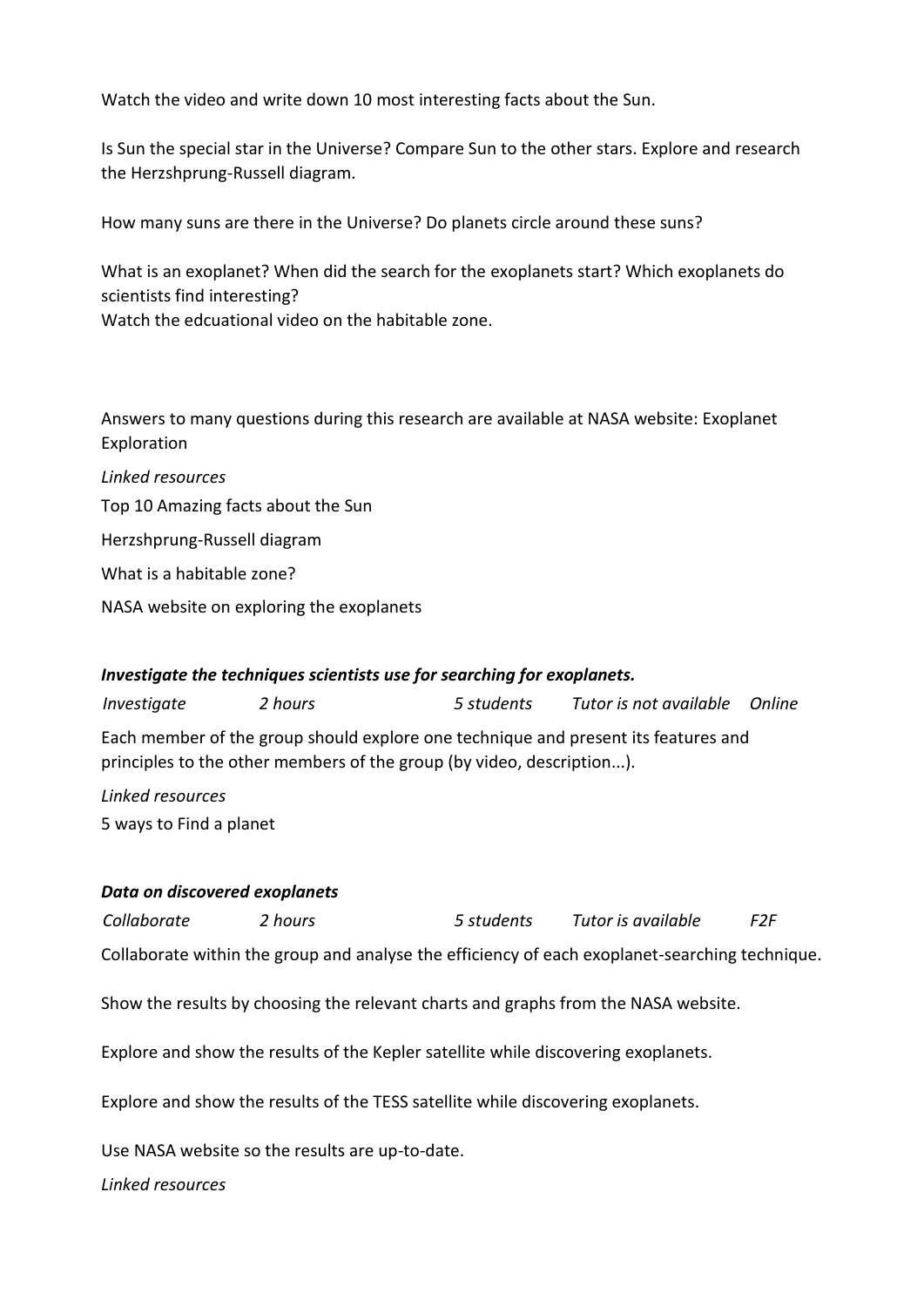Watch the video and write down 10 most interesting facts about the Sun.

Is Sun the special star in the Universe? Compare Sun to the other stars. Explore and research the Herzshprung-Russell diagram.

How many suns are there in the Universe? Do planets circle around these suns?

What is an exoplanet? When did the search for the exoplanets start? Which exoplanets do scientists find interesting?
Watch the edcuational video on the habitable zone.

Answers to many questions during this research are available at NASA website: Exoplanet Exploration

*Linked resources*

Top 10 Amazing facts about the Sun

Herzshprung-Russell diagram

What is a habitable zone?

NASA website on exploring the exoplanets

***Investigate the techniques scientists use for searching for exoplanets.***

*Investigate* *2 hours* *5 students* *Tutor is not available* *Online*

Each member of the group should explore one technique and present its features and principles to the other members of the group (by video, description...).

*Linked resources*

5 ways to Find a planet

***Data on discovered exoplanets***

*Collaborate* *2 hours* *5 students* *Tutor is available* *F2F*

Collaborate within the group and analyse the efficiency of each exoplanet-searching technique.

Show the results by choosing the relevant charts and graphs from the NASA website.

Explore and show the results of the Kepler satellite while discovering exoplanets.

Explore and show the results of the TESS satellite while discovering exoplanets.

Use NASA website so the results are up-to-date.

*Linked resources*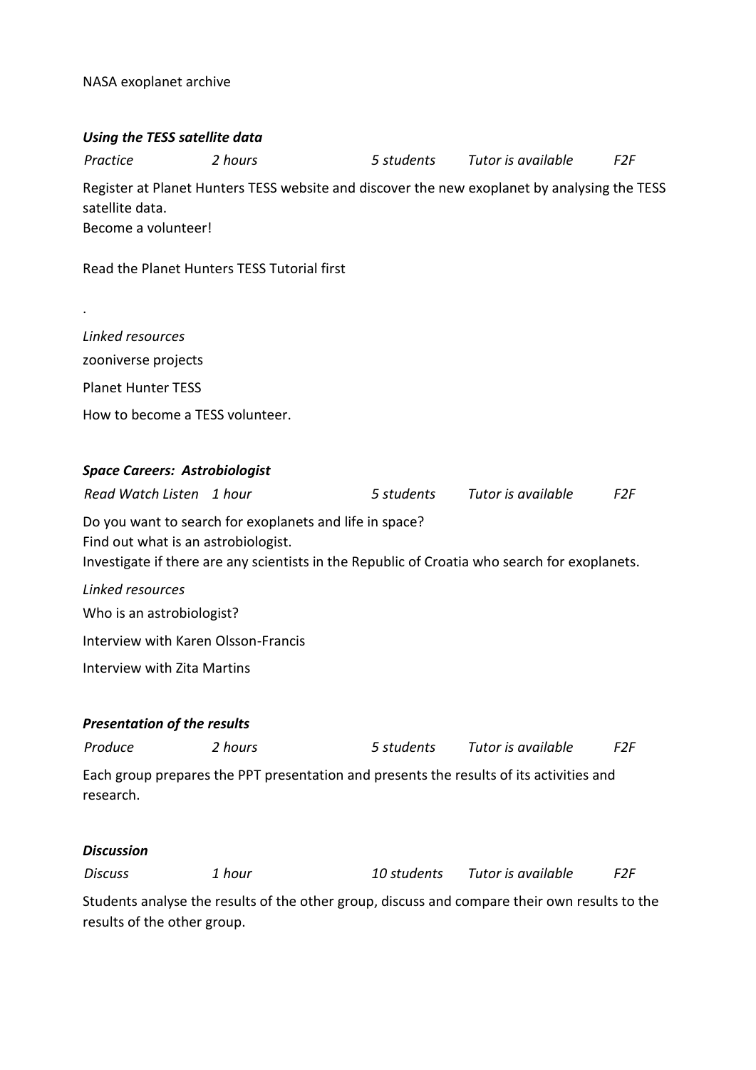NASA exoplanet archive

***Using the TESS satellite data***

| *Practice* | *2 hours* | *5 students* | *Tutor is available* | *F2F* |
|---|---|---|---|---|

Register at Planet Hunters TESS website and discover the new exoplanet by analysing the TESS satellite data.
Become a volunteer!

Read the Planet Hunters TESS Tutorial first

.

*Linked resources*

zooniverse projects

Planet Hunter TESS

How to become a TESS volunteer.

***Space Careers: Astrobiologist***

| *Read Watch Listen* | *1 hour* | *5 students* | *Tutor is available* | *F2F* |
|---|---|---|---|---|

Do you want to search for exoplanets and life in space?
Find out what is an astrobiologist.
Investigate if there are any scientists in the Republic of Croatia who search for exoplanets.

*Linked resources*

Who is an astrobiologist?

Interview with Karen Olsson-Francis

Interview with Zita Martins

***Presentation of the results***

| *Produce* | *2 hours* | *5 students* | *Tutor is available* | *F2F* |
|---|---|---|---|---|

Each group prepares the PPT presentation and presents the results of its activities and research.

***Discussion***

| *Discuss* | *1 hour* | *10 students* | *Tutor is available* | *F2F* |
|---|---|---|---|---|

Students analyse the results of the other group, discuss and compare their own results to the results of the other group.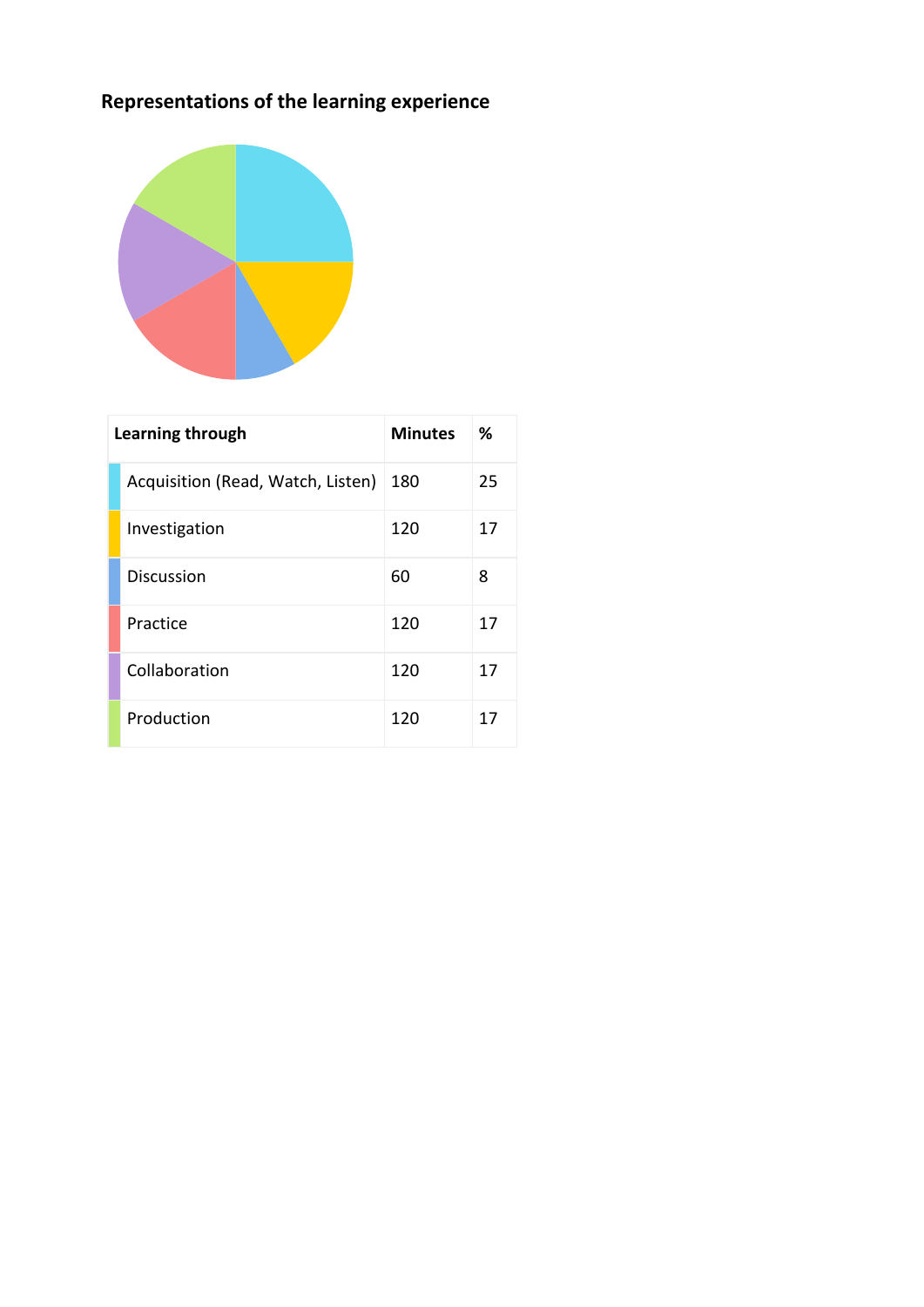**Representations of the learning experience**

| Learning through | Minutes | % |
| --- | --- | --- |
| Acquisition (Read, Watch, Listen) | 180 | 25 |
| Investigation | 120 | 17 |
| Discussion | 60 | 8 |
| Practice | 120 | 17 |
| Collaboration | 120 | 17 |
| Production | 120 | 17 |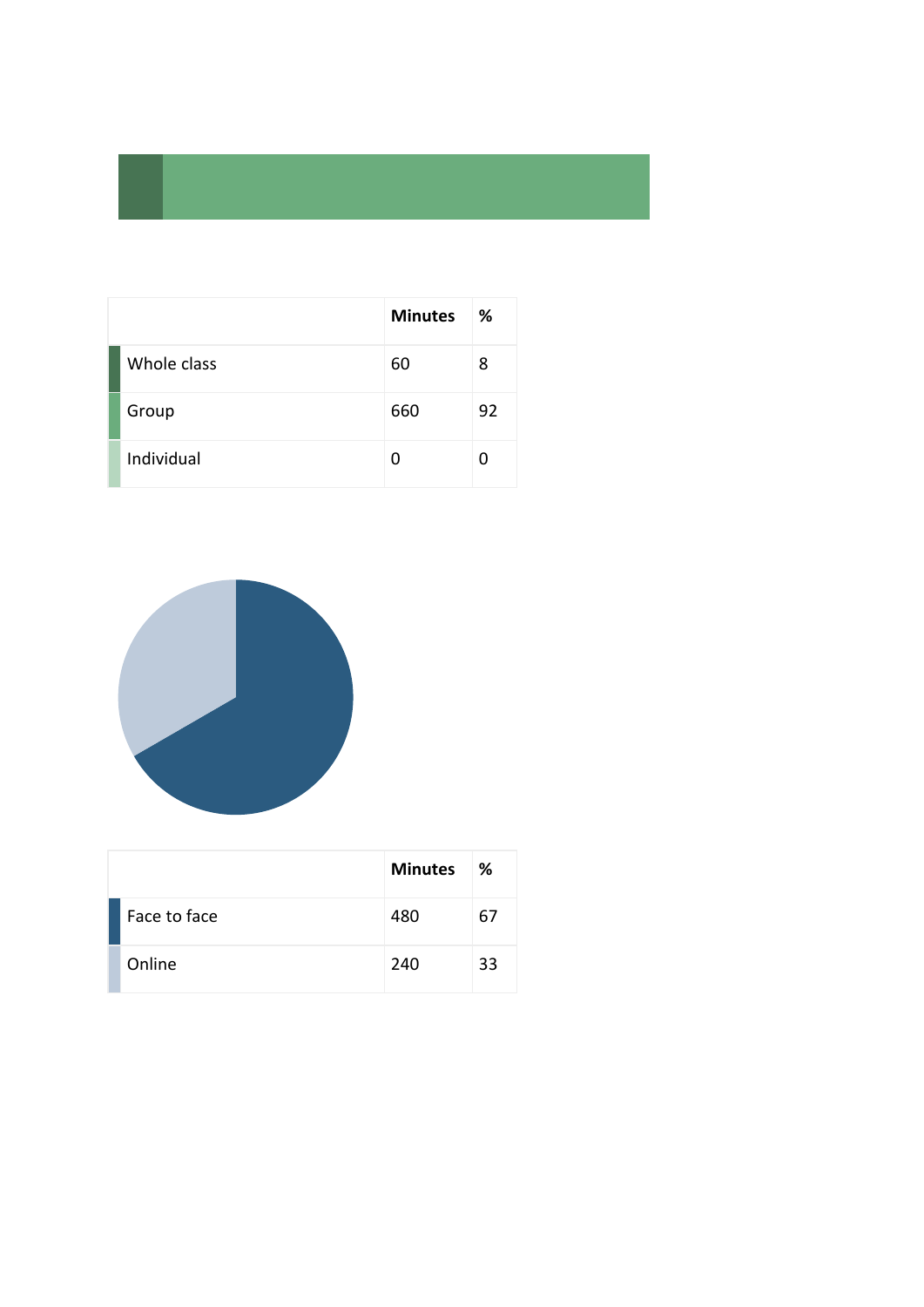|  | Minutes | % |
|---|---|---|
| Whole class | 60 | 8 |
| Group | 660 | 92 |
| Individual | 0 | 0 |

|  | Minutes | % |
|---|---|---|
| Face to face | 480 | 67 |
| Online | 240 | 33 |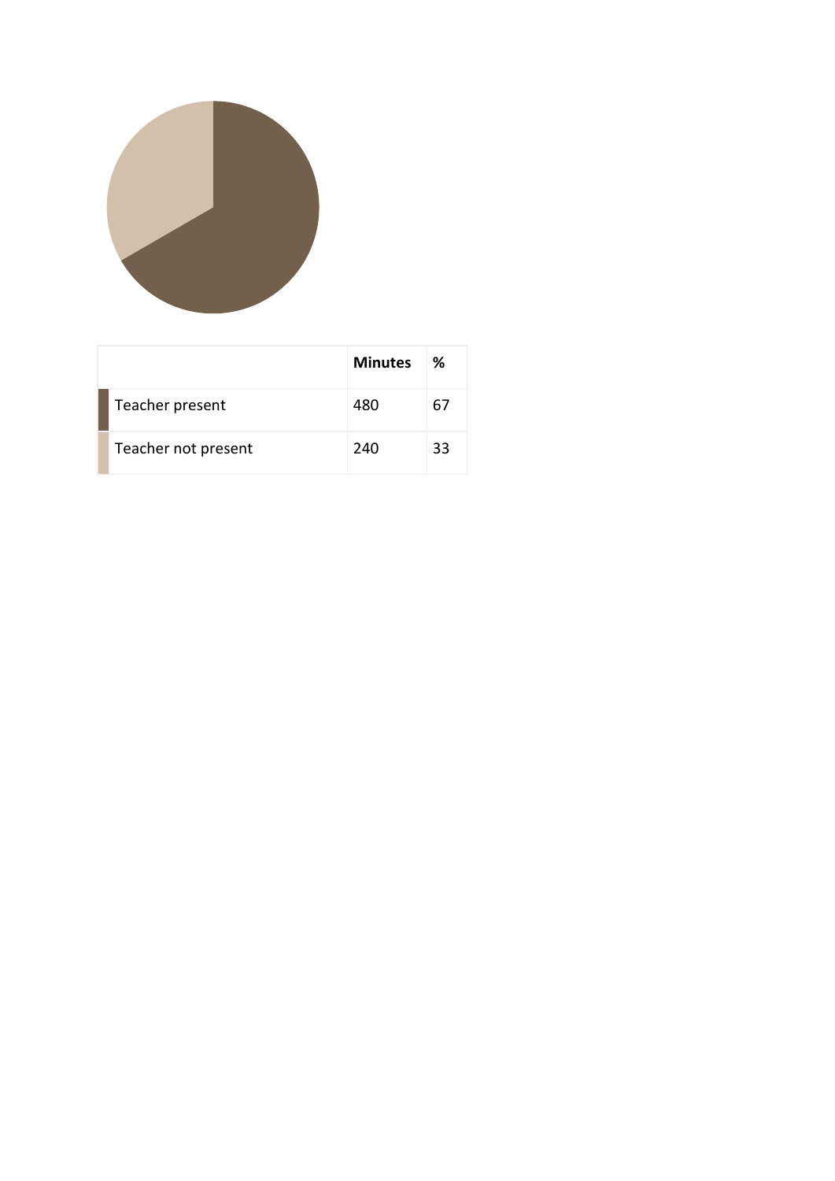| | Minutes | % |
|---|---|---|
| Teacher present | 480 | 67 |
| Teacher not present | 240 | 33 |